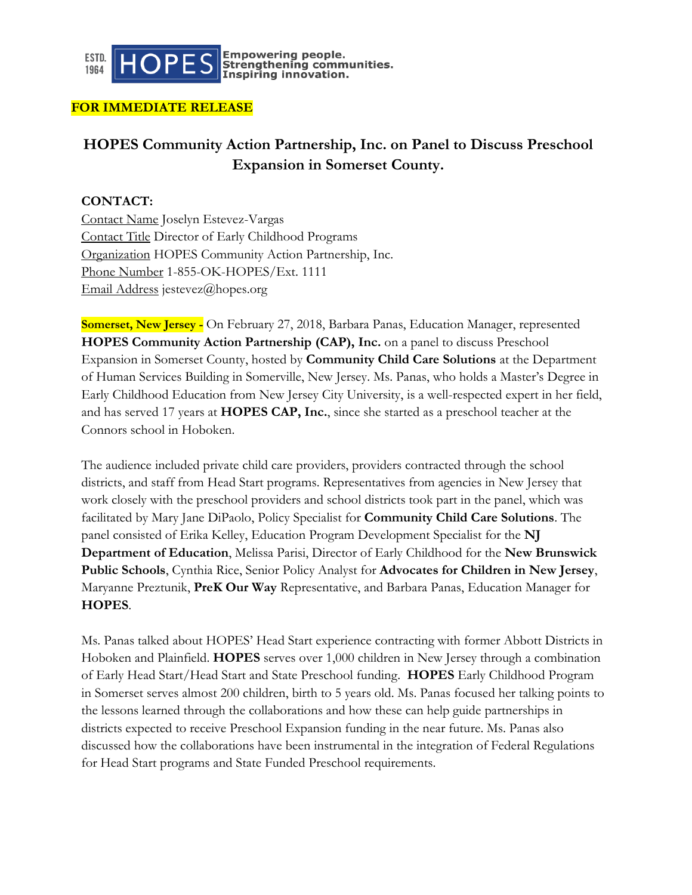ESTD. 1964 HOPES Empowering people. Strengthening communities. Inspiring innovation.

**FOR IMMEDIATE RELEASE**

# HOPES Community Action Partnership, Inc. on Panel to Discuss Preschool Expansion in Somerset County.

**CONTACT:**

Contact Name Joselyn Estevez-Vargas
Contact Title Director of Early Childhood Programs
Organization HOPES Community Action Partnership, Inc.
Phone Number 1-855-OK-HOPES/Ext. 1111
Email Address jestevez@hopes.org

**Somerset, New Jersey -** On February 27, 2018, Barbara Panas, Education Manager, represented **HOPES Community Action Partnership (CAP), Inc.** on a panel to discuss Preschool Expansion in Somerset County, hosted by **Community Child Care Solutions** at the Department of Human Services Building in Somerville, New Jersey. Ms. Panas, who holds a Master's Degree in Early Childhood Education from New Jersey City University, is a well-respected expert in her field, and has served 17 years at **HOPES CAP, Inc.**, since she started as a preschool teacher at the Connors school in Hoboken.

The audience included private child care providers, providers contracted through the school districts, and staff from Head Start programs. Representatives from agencies in New Jersey that work closely with the preschool providers and school districts took part in the panel, which was facilitated by Mary Jane DiPaolo, Policy Specialist for **Community Child Care Solutions**. The panel consisted of Erika Kelley, Education Program Development Specialist for the **NJ Department of Education**, Melissa Parisi, Director of Early Childhood for the **New Brunswick Public Schools**, Cynthia Rice, Senior Policy Analyst for **Advocates for Children in New Jersey**, Maryanne Preztunik, **PreK Our Way** Representative, and Barbara Panas, Education Manager for **HOPES**.

Ms. Panas talked about HOPES' Head Start experience contracting with former Abbott Districts in Hoboken and Plainfield. **HOPES** serves over 1,000 children in New Jersey through a combination of Early Head Start/Head Start and State Preschool funding. **HOPES** Early Childhood Program in Somerset serves almost 200 children, birth to 5 years old. Ms. Panas focused her talking points to the lessons learned through the collaborations and how these can help guide partnerships in districts expected to receive Preschool Expansion funding in the near future. Ms. Panas also discussed how the collaborations have been instrumental in the integration of Federal Regulations for Head Start programs and State Funded Preschool requirements.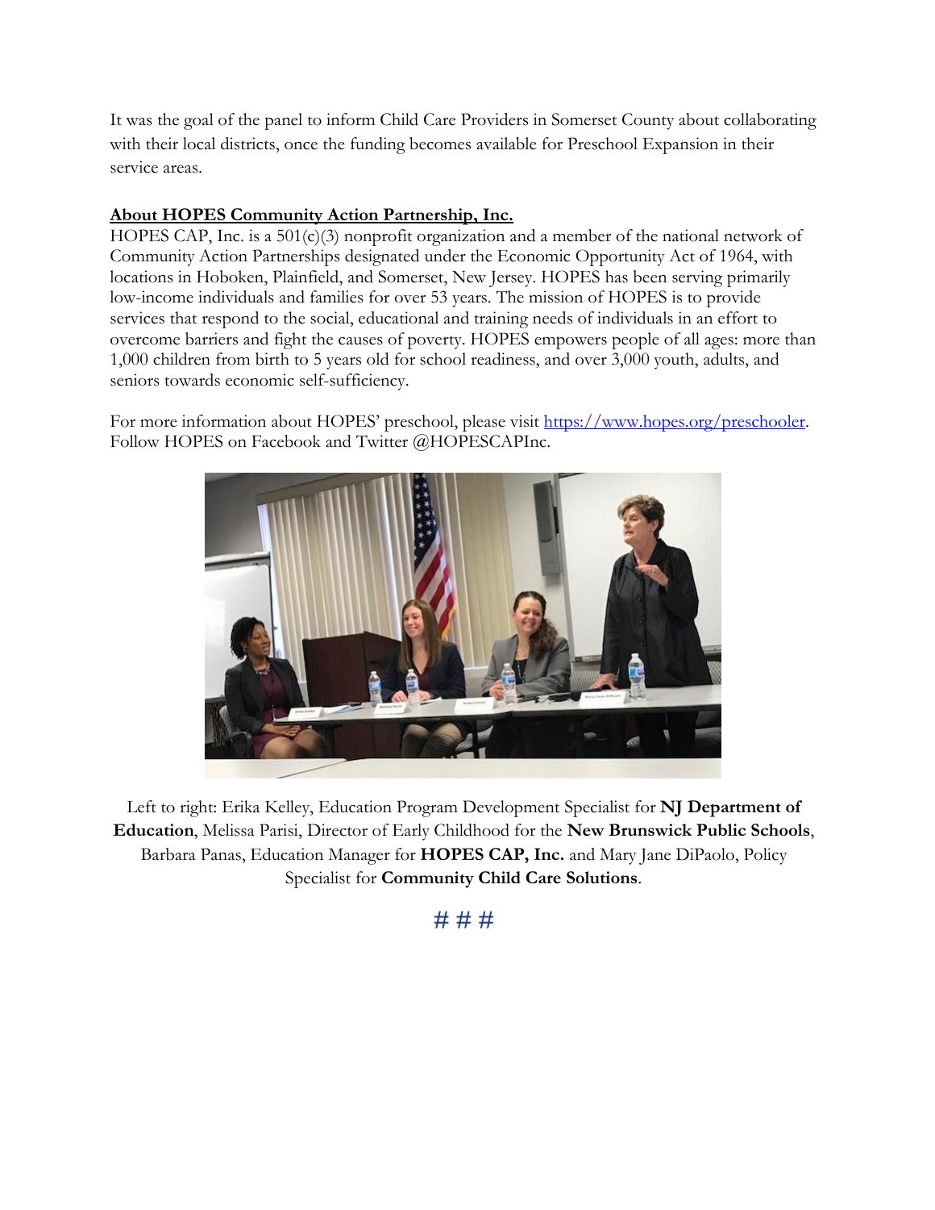It was the goal of the panel to inform Child Care Providers in Somerset County about collaborating with their local districts, once the funding becomes available for Preschool Expansion in their service areas.

**About HOPES Community Action Partnership, Inc.**

HOPES CAP, Inc. is a 501(c)(3) nonprofit organization and a member of the national network of Community Action Partnerships designated under the Economic Opportunity Act of 1964, with locations in Hoboken, Plainfield, and Somerset, New Jersey. HOPES has been serving primarily low-income individuals and families for over 53 years. The mission of HOPES is to provide services that respond to the social, educational and training needs of individuals in an effort to overcome barriers and fight the causes of poverty. HOPES empowers people of all ages: more than 1,000 children from birth to 5 years old for school readiness, and over 3,000 youth, adults, and seniors towards economic self-sufficiency.

For more information about HOPES' preschool, please visit [https://www.hopes.org/preschooler](https://www.hopes.org/preschooler). Follow HOPES on Facebook and Twitter @HOPESCAPInc.

Left to right: Erika Kelley, Education Program Development Specialist for **NJ Department of Education**, Melissa Parisi, Director of Early Childhood for the **New Brunswick Public Schools**, Barbara Panas, Education Manager for **HOPES CAP, Inc.** and Mary Jane DiPaolo, Policy Specialist for **Community Child Care Solutions**.

# # #